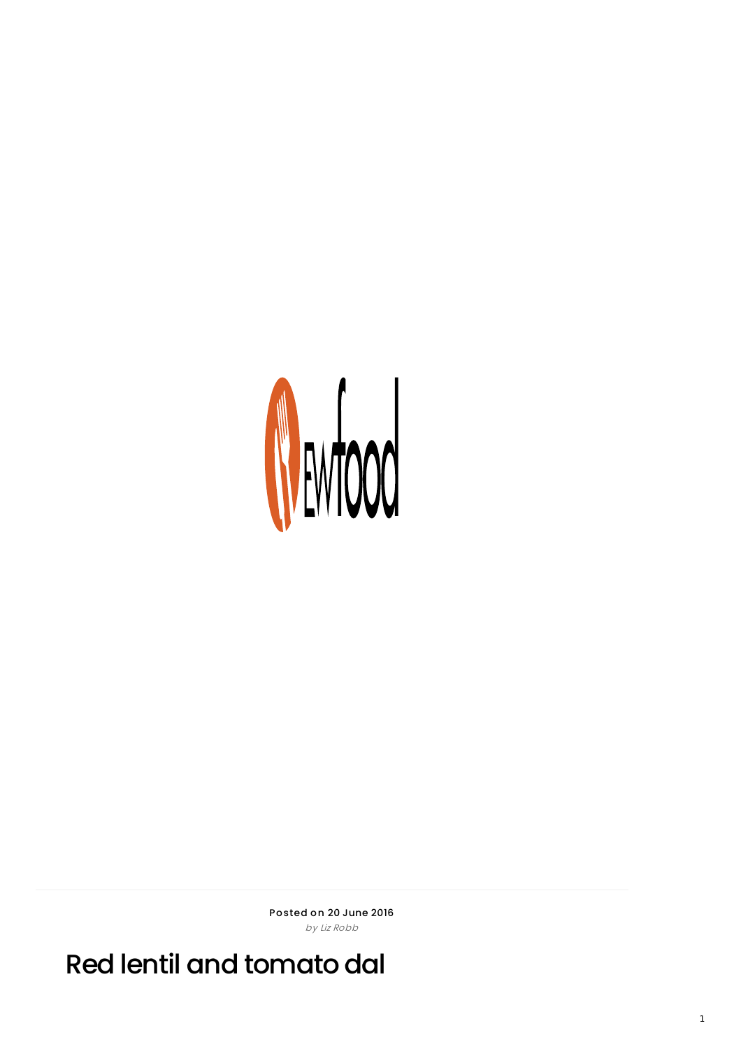Posted on 20 June 2016

*by Liz Robb*

# Red lentil and tomato dal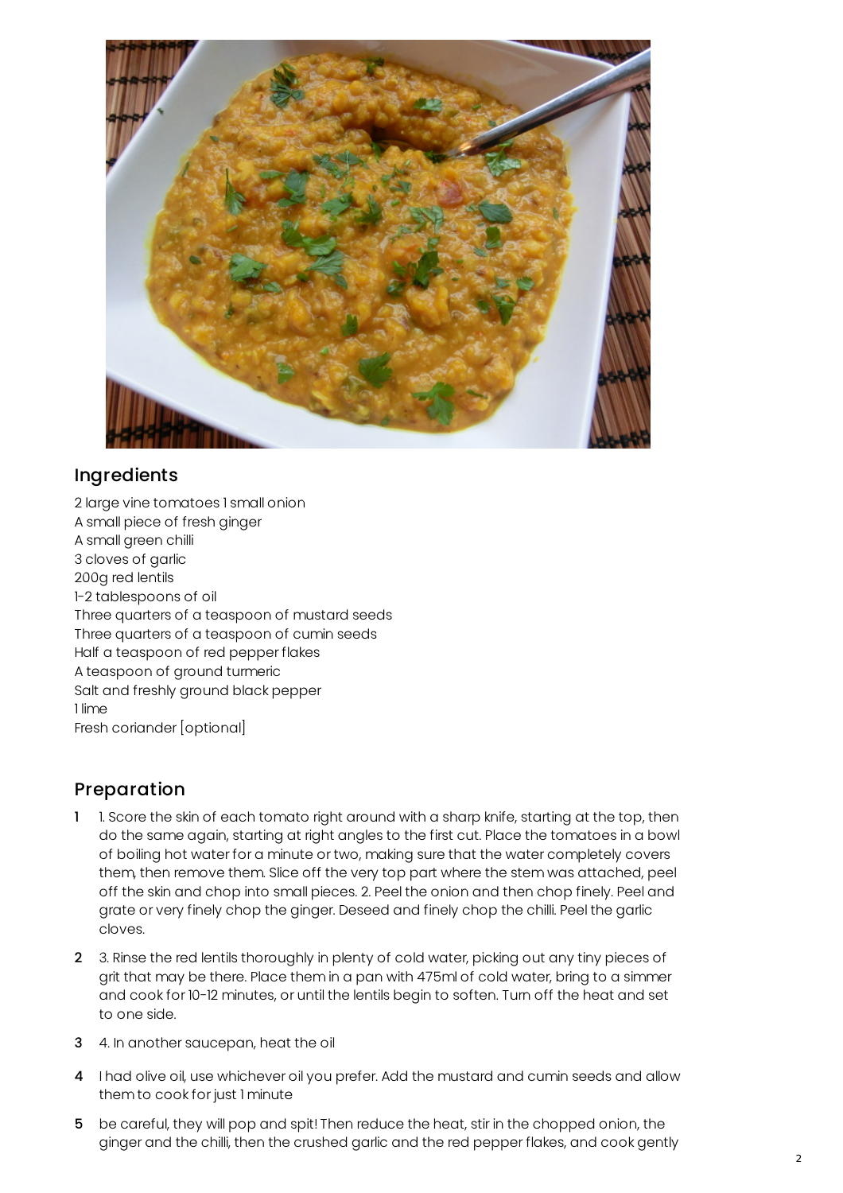## Ingredients

2 large vine tomatoes 1 small onion
A small piece of fresh ginger
A small green chilli
3 cloves of garlic
200g red lentils
1-2 tablespoons of oil
Three quarters of a teaspoon of mustard seeds
Three quarters of a teaspoon of cumin seeds
Half a teaspoon of red pepper flakes
A teaspoon of ground turmeric
Salt and freshly ground black pepper
1 lime
Fresh coriander [optional]

## Preparation

1. 1. Score the skin of each tomato right around with a sharp knife, starting at the top, then do the same again, starting at right angles to the first cut. Place the tomatoes in a bowl of boiling hot water for a minute or two, making sure that the water completely covers them, then remove them. Slice off the very top part where the stem was attached, peel off the skin and chop into small pieces. 2. Peel the onion and then chop finely. Peel and grate or very finely chop the ginger. Deseed and finely chop the chilli. Peel the garlic cloves.
2. 3. Rinse the red lentils thoroughly in plenty of cold water, picking out any tiny pieces of grit that may be there. Place them in a pan with 475ml of cold water, bring to a simmer and cook for 10-12 minutes, or until the lentils begin to soften. Turn off the heat and set to one side.
3. 4. In another saucepan, heat the oil
4. I had olive oil, use whichever oil you prefer. Add the mustard and cumin seeds and allow them to cook for just 1 minute
5. be careful, they will pop and spit! Then reduce the heat, stir in the chopped onion, the ginger and the chilli, then the crushed garlic and the red pepper flakes, and cook gently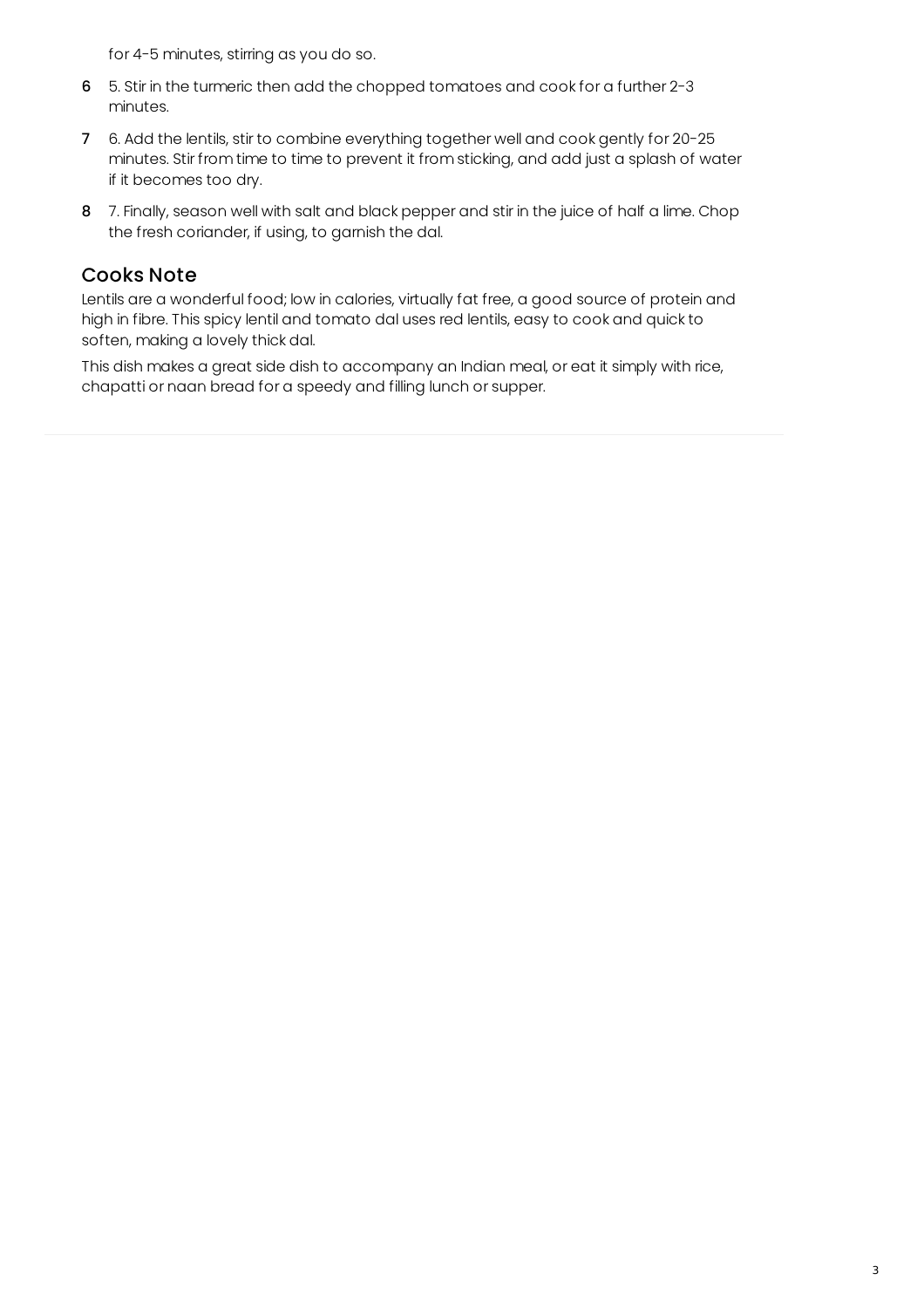for 4-5 minutes, stirring as you do so.

6 5. Stir in the turmeric then add the chopped tomatoes and cook for a further 2-3 minutes.

7 6. Add the lentils, stir to combine everything together well and cook gently for 20-25 minutes. Stir from time to time to prevent it from sticking, and add just a splash of water if it becomes too dry.

8 7. Finally, season well with salt and black pepper and stir in the juice of half a lime. Chop the fresh coriander, if using, to garnish the dal.

## Cooks Note

Lentils are a wonderful food; low in calories, virtually fat free, a good source of protein and high in fibre. This spicy lentil and tomato dal uses red lentils, easy to cook and quick to soften, making a lovely thick dal.

This dish makes a great side dish to accompany an Indian meal, or eat it simply with rice, chapatti or naan bread for a speedy and filling lunch or supper.